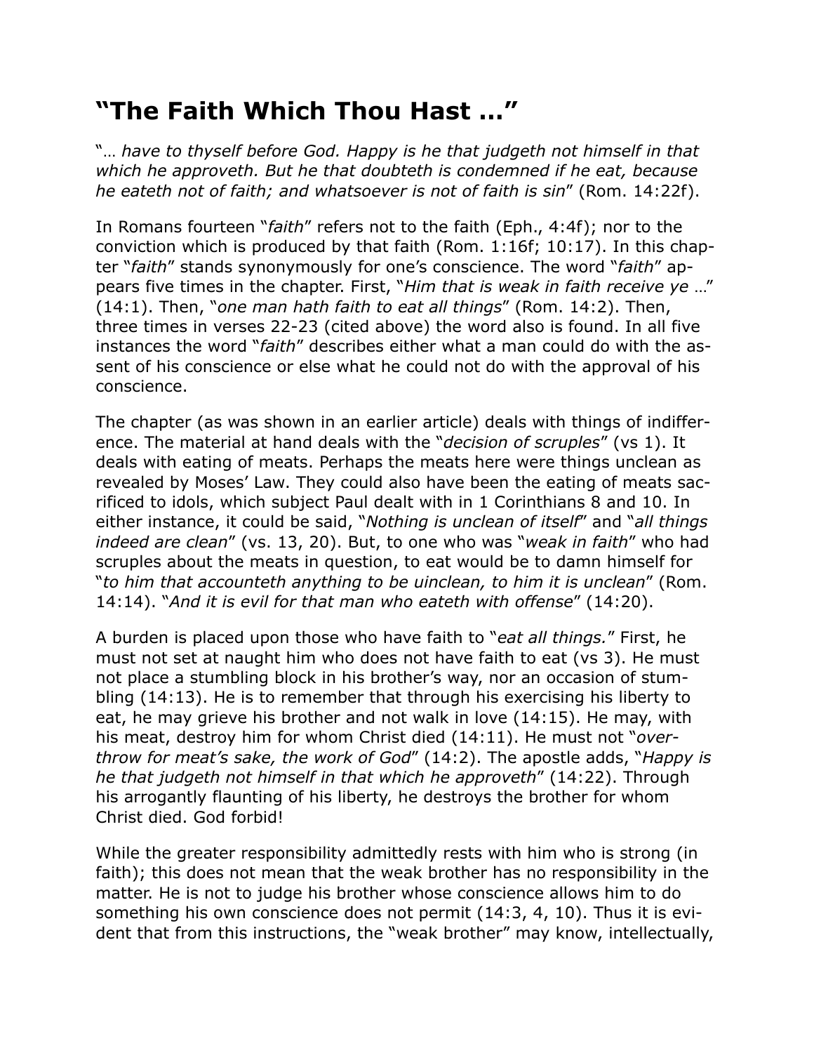# “The Faith Which Thou Hast …”

“… *have to thyself before God. Happy is he that judgeth not himself in that which he approveth. But he that doubteth is condemned if he eat, because he eateth not of faith; and whatsoever is not of faith is sin*” (Rom. 14:22f).

In Romans fourteen “*faith*” refers not to the faith (Eph., 4:4f); nor to the conviction which is produced by that faith (Rom. 1:16f; 10:17). In this chapter “*faith*” stands synonymously for one’s conscience. The word “*faith*” appears five times in the chapter. First, “*Him that is weak in faith receive ye* …” (14:1). Then, “*one man hath faith to eat all things*” (Rom. 14:2). Then, three times in verses 22-23 (cited above) the word also is found. In all five instances the word “*faith*” describes either what a man could do with the assent of his conscience or else what he could not do with the approval of his conscience.

The chapter (as was shown in an earlier article) deals with things of indifference. The material at hand deals with the “*decision of scruples*” (vs 1). It deals with eating of meats. Perhaps the meats here were things unclean as revealed by Moses’ Law. They could also have been the eating of meats sacrificed to idols, which subject Paul dealt with in 1 Corinthians 8 and 10. In either instance, it could be said, “*Nothing is unclean of itself*” and “*all things indeed are clean*” (vs. 13, 20). But, to one who was “*weak in faith*” who had scruples about the meats in question, to eat would be to damn himself for “*to him that accounteth anything to be uinclean, to him it is unclean*” (Rom. 14:14). “*And it is evil for that man who eateth with offense*” (14:20).

A burden is placed upon those who have faith to “*eat all things.*” First, he must not set at naught him who does not have faith to eat (vs 3). He must not place a stumbling block in his brother’s way, nor an occasion of stumbling (14:13). He is to remember that through his exercising his liberty to eat, he may grieve his brother and not walk in love (14:15). He may, with his meat, destroy him for whom Christ died (14:11). He must not “*overthrow for meat’s sake, the work of God*” (14:2). The apostle adds, “*Happy is he that judgeth not himself in that which he approveth*” (14:22). Through his arrogantly flaunting of his liberty, he destroys the brother for whom Christ died. God forbid!

While the greater responsibility admittedly rests with him who is strong (in faith); this does not mean that the weak brother has no responsibility in the matter. He is not to judge his brother whose conscience allows him to do something his own conscience does not permit (14:3, 4, 10). Thus it is evident that from this instructions, the “weak brother” may know, intellectually,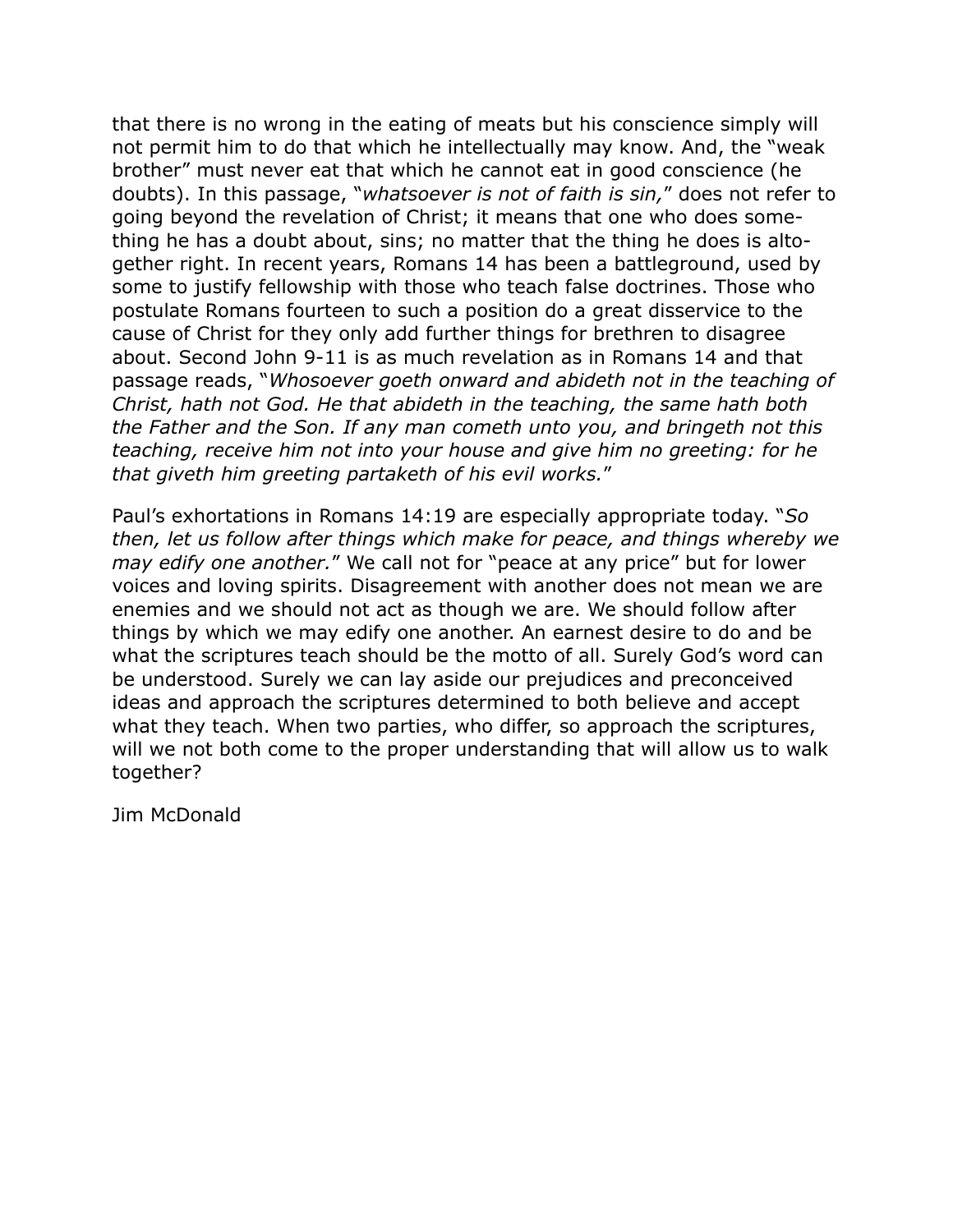that there is no wrong in the eating of meats but his conscience simply will not permit him to do that which he intellectually may know. And, the "weak brother" must never eat that which he cannot eat in good conscience (he doubts). In this passage, "*whatsoever is not of faith is sin,*" does not refer to going beyond the revelation of Christ; it means that one who does something he has a doubt about, sins; no matter that the thing he does is altogether right. In recent years, Romans 14 has been a battleground, used by some to justify fellowship with those who teach false doctrines. Those who postulate Romans fourteen to such a position do a great disservice to the cause of Christ for they only add further things for brethren to disagree about. Second John 9-11 is as much revelation as in Romans 14 and that passage reads, "*Whosoever goeth onward and abideth not in the teaching of Christ, hath not God. He that abideth in the teaching, the same hath both the Father and the Son. If any man cometh unto you, and bringeth not this teaching, receive him not into your house and give him no greeting: for he that giveth him greeting partaketh of his evil works.*"

Paul's exhortations in Romans 14:19 are especially appropriate today. "*So then, let us follow after things which make for peace, and things whereby we may edify one another.*" We call not for "peace at any price" but for lower voices and loving spirits. Disagreement with another does not mean we are enemies and we should not act as though we are. We should follow after things by which we may edify one another. An earnest desire to do and be what the scriptures teach should be the motto of all. Surely God's word can be understood. Surely we can lay aside our prejudices and preconceived ideas and approach the scriptures determined to both believe and accept what they teach. When two parties, who differ, so approach the scriptures, will we not both come to the proper understanding that will allow us to walk together?

Jim McDonald